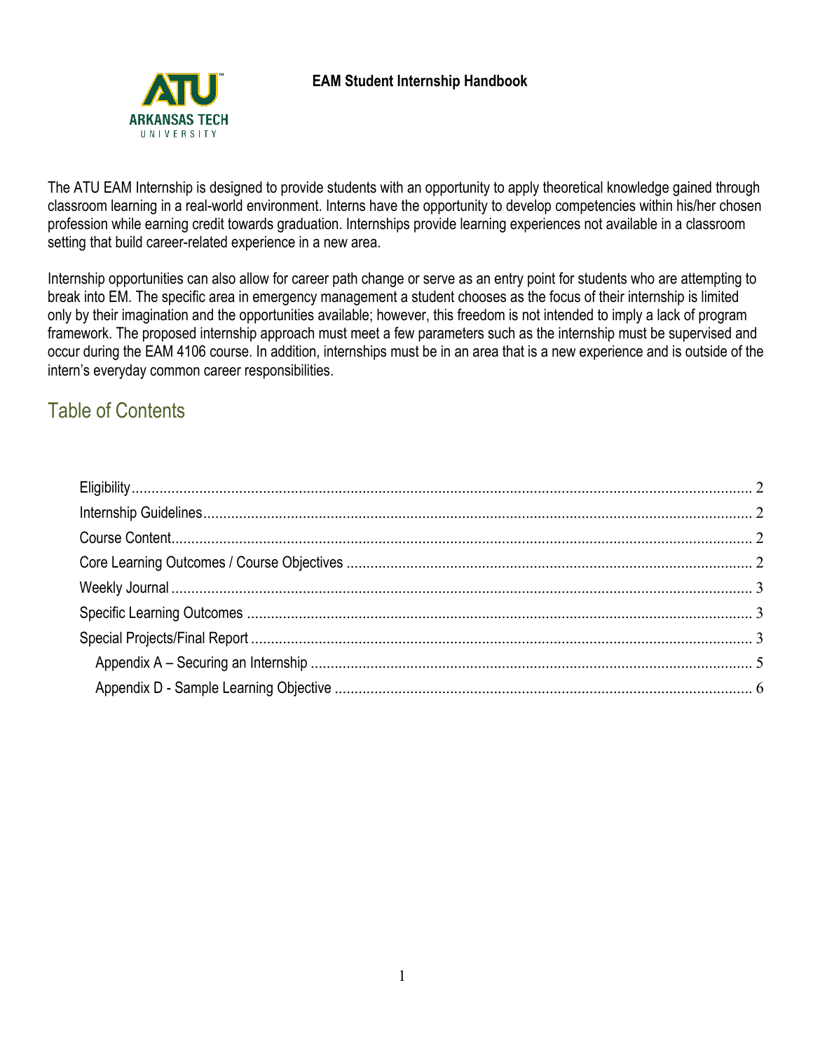**EAM Student Internship Handbook**

The ATU EAM Internship is designed to provide students with an opportunity to apply theoretical knowledge gained through classroom learning in a real-world environment. Interns have the opportunity to develop competencies within his/her chosen profession while earning credit towards graduation. Internships provide learning experiences not available in a classroom setting that build career-related experience in a new area.

Internship opportunities can also allow for career path change or serve as an entry point for students who are attempting to break into EM. The specific area in emergency management a student chooses as the focus of their internship is limited only by their imagination and the opportunities available; however, this freedom is not intended to imply a lack of program framework. The proposed internship approach must meet a few parameters such as the internship must be supervised and occur during the EAM 4106 course. In addition, internships must be in an area that is a new experience and is outside of the intern's everyday common career responsibilities.

## Table of Contents

- Eligibility ..... 2
- Internship Guidelines ..... 2
- Course Content ..... 2
- Core Learning Outcomes / Course Objectives ..... 2
- Weekly Journal ..... 3
- Specific Learning Outcomes ..... 3
- Special Projects/Final Report ..... 3
  - Appendix A – Securing an Internship ..... 5
  - Appendix D - Sample Learning Objective ..... 6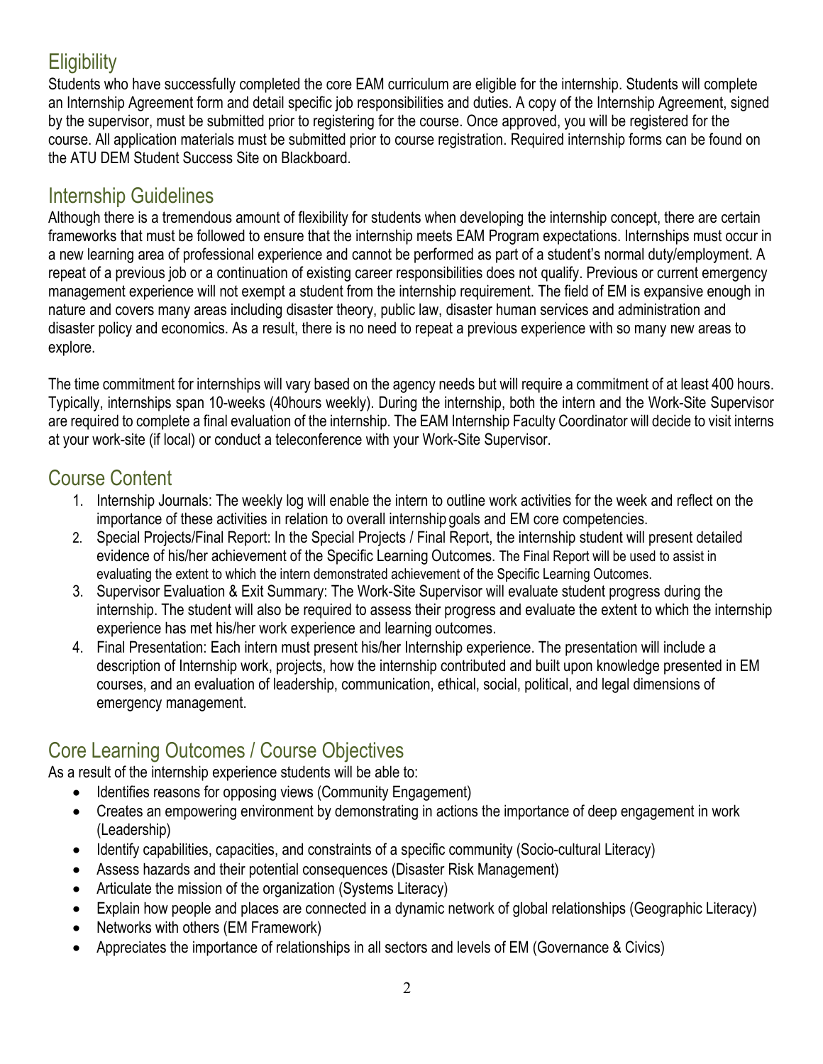## Eligibility

Students who have successfully completed the core EAM curriculum are eligible for the internship. Students will complete an Internship Agreement form and detail specific job responsibilities and duties. A copy of the Internship Agreement, signed by the supervisor, must be submitted prior to registering for the course. Once approved, you will be registered for the course. All application materials must be submitted prior to course registration. Required internship forms can be found on the ATU DEM Student Success Site on Blackboard.

## Internship Guidelines

Although there is a tremendous amount of flexibility for students when developing the internship concept, there are certain frameworks that must be followed to ensure that the internship meets EAM Program expectations. Internships must occur in a new learning area of professional experience and cannot be performed as part of a student's normal duty/employment. A repeat of a previous job or a continuation of existing career responsibilities does not qualify. Previous or current emergency management experience will not exempt a student from the internship requirement. The field of EM is expansive enough in nature and covers many areas including disaster theory, public law, disaster human services and administration and disaster policy and economics. As a result, there is no need to repeat a previous experience with so many new areas to explore.

The time commitment for internships will vary based on the agency needs but will require a commitment of at least 400 hours. Typically, internships span 10-weeks (40hours weekly). During the internship, both the intern and the Work-Site Supervisor are required to complete a final evaluation of the internship. The EAM Internship Faculty Coordinator will decide to visit interns at your work-site (if local) or conduct a teleconference with your Work-Site Supervisor.

## Course Content

1. Internship Journals: The weekly log will enable the intern to outline work activities for the week and reflect on the importance of these activities in relation to overall internship goals and EM core competencies.
2. Special Projects/Final Report: In the Special Projects / Final Report, the internship student will present detailed evidence of his/her achievement of the Specific Learning Outcomes. The Final Report will be used to assist in evaluating the extent to which the intern demonstrated achievement of the Specific Learning Outcomes.
3. Supervisor Evaluation & Exit Summary: The Work-Site Supervisor will evaluate student progress during the internship. The student will also be required to assess their progress and evaluate the extent to which the internship experience has met his/her work experience and learning outcomes.
4. Final Presentation: Each intern must present his/her Internship experience. The presentation will include a description of Internship work, projects, how the internship contributed and built upon knowledge presented in EM courses, and an evaluation of leadership, communication, ethical, social, political, and legal dimensions of emergency management.

## Core Learning Outcomes / Course Objectives

As a result of the internship experience students will be able to:

- Identifies reasons for opposing views (Community Engagement)
- Creates an empowering environment by demonstrating in actions the importance of deep engagement in work (Leadership)
- Identify capabilities, capacities, and constraints of a specific community (Socio-cultural Literacy)
- Assess hazards and their potential consequences (Disaster Risk Management)
- Articulate the mission of the organization (Systems Literacy)
- Explain how people and places are connected in a dynamic network of global relationships (Geographic Literacy)
- Networks with others (EM Framework)
- Appreciates the importance of relationships in all sectors and levels of EM (Governance & Civics)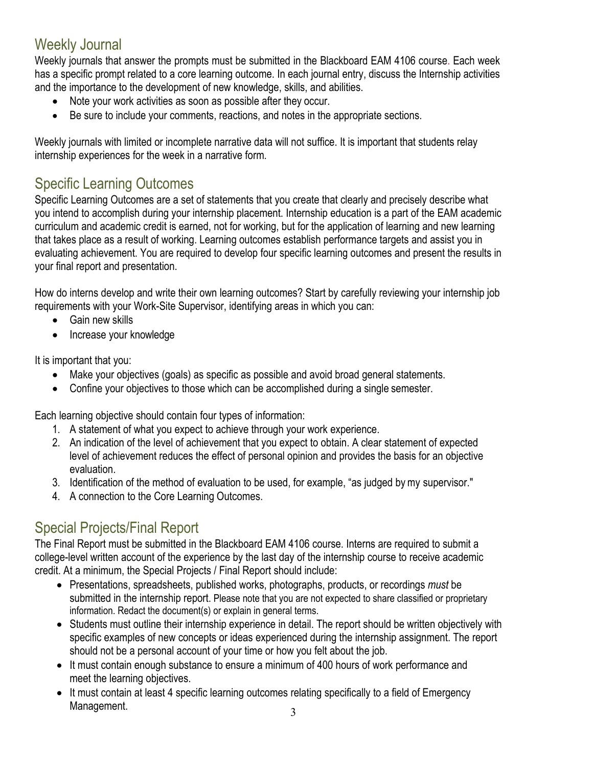## Weekly Journal

Weekly journals that answer the prompts must be submitted in the Blackboard EAM 4106 course. Each week has a specific prompt related to a core learning outcome. In each journal entry, discuss the Internship activities and the importance to the development of new knowledge, skills, and abilities.

- Note your work activities as soon as possible after they occur.
- Be sure to include your comments, reactions, and notes in the appropriate sections.

Weekly journals with limited or incomplete narrative data will not suffice. It is important that students relay internship experiences for the week in a narrative form.

## Specific Learning Outcomes

Specific Learning Outcomes are a set of statements that you create that clearly and precisely describe what you intend to accomplish during your internship placement. Internship education is a part of the EAM academic curriculum and academic credit is earned, not for working, but for the application of learning and new learning that takes place as a result of working. Learning outcomes establish performance targets and assist you in evaluating achievement. You are required to develop four specific learning outcomes and present the results in your final report and presentation.

How do interns develop and write their own learning outcomes? Start by carefully reviewing your internship job requirements with your Work-Site Supervisor, identifying areas in which you can:

- Gain new skills
- Increase your knowledge

It is important that you:

- Make your objectives (goals) as specific as possible and avoid broad general statements.
- Confine your objectives to those which can be accomplished during a single semester.

Each learning objective should contain four types of information:

1. A statement of what you expect to achieve through your work experience.
2. An indication of the level of achievement that you expect to obtain. A clear statement of expected level of achievement reduces the effect of personal opinion and provides the basis for an objective evaluation.
3. Identification of the method of evaluation to be used, for example, "as judged by my supervisor."
4. A connection to the Core Learning Outcomes.

## Special Projects/Final Report

The Final Report must be submitted in the Blackboard EAM 4106 course. Interns are required to submit a college-level written account of the experience by the last day of the internship course to receive academic credit. At a minimum, the Special Projects / Final Report should include:

- Presentations, spreadsheets, published works, photographs, products, or recordings *must* be submitted in the internship report. Please note that you are not expected to share classified or proprietary information. Redact the document(s) or explain in general terms.
- Students must outline their internship experience in detail. The report should be written objectively with specific examples of new concepts or ideas experienced during the internship assignment. The report should not be a personal account of your time or how you felt about the job.
- It must contain enough substance to ensure a minimum of 400 hours of work performance and meet the learning objectives.
- It must contain at least 4 specific learning outcomes relating specifically to a field of Emergency Management.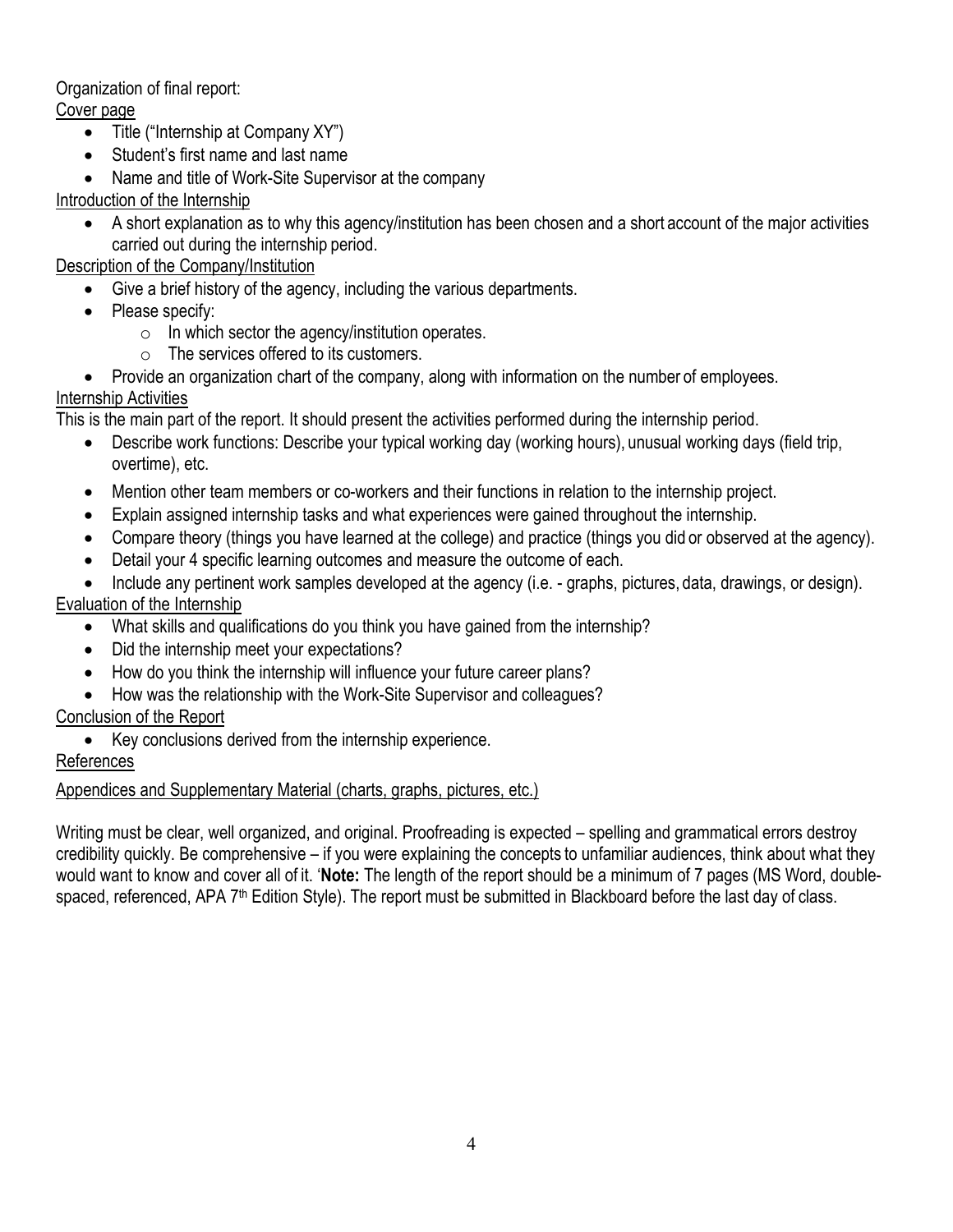Organization of final report:

Cover page

- Title ("Internship at Company XY")
- Student's first name and last name
- Name and title of Work-Site Supervisor at the company

Introduction of the Internship

- A short explanation as to why this agency/institution has been chosen and a short account of the major activities carried out during the internship period.

Description of the Company/Institution

- Give a brief history of the agency, including the various departments.
- Please specify:
  - In which sector the agency/institution operates.
  - The services offered to its customers.
- Provide an organization chart of the company, along with information on the number of employees.

Internship Activities

This is the main part of the report. It should present the activities performed during the internship period.

- Describe work functions: Describe your typical working day (working hours), unusual working days (field trip, overtime), etc.
- Mention other team members or co-workers and their functions in relation to the internship project.
- Explain assigned internship tasks and what experiences were gained throughout the internship.
- Compare theory (things you have learned at the college) and practice (things you did or observed at the agency).
- Detail your 4 specific learning outcomes and measure the outcome of each.
- Include any pertinent work samples developed at the agency (i.e. - graphs, pictures, data, drawings, or design).

Evaluation of the Internship

- What skills and qualifications do you think you have gained from the internship?
- Did the internship meet your expectations?
- How do you think the internship will influence your future career plans?
- How was the relationship with the Work-Site Supervisor and colleagues?

Conclusion of the Report

- Key conclusions derived from the internship experience.

References

Appendices and Supplementary Material (charts, graphs, pictures, etc.)

Writing must be clear, well organized, and original. Proofreading is expected – spelling and grammatical errors destroy credibility quickly. Be comprehensive – if you were explaining the concepts to unfamiliar audiences, think about what they would want to know and cover all of it. '**Note:** The length of the report should be a minimum of 7 pages (MS Word, double-spaced, referenced, APA 7th Edition Style). The report must be submitted in Blackboard before the last day of class.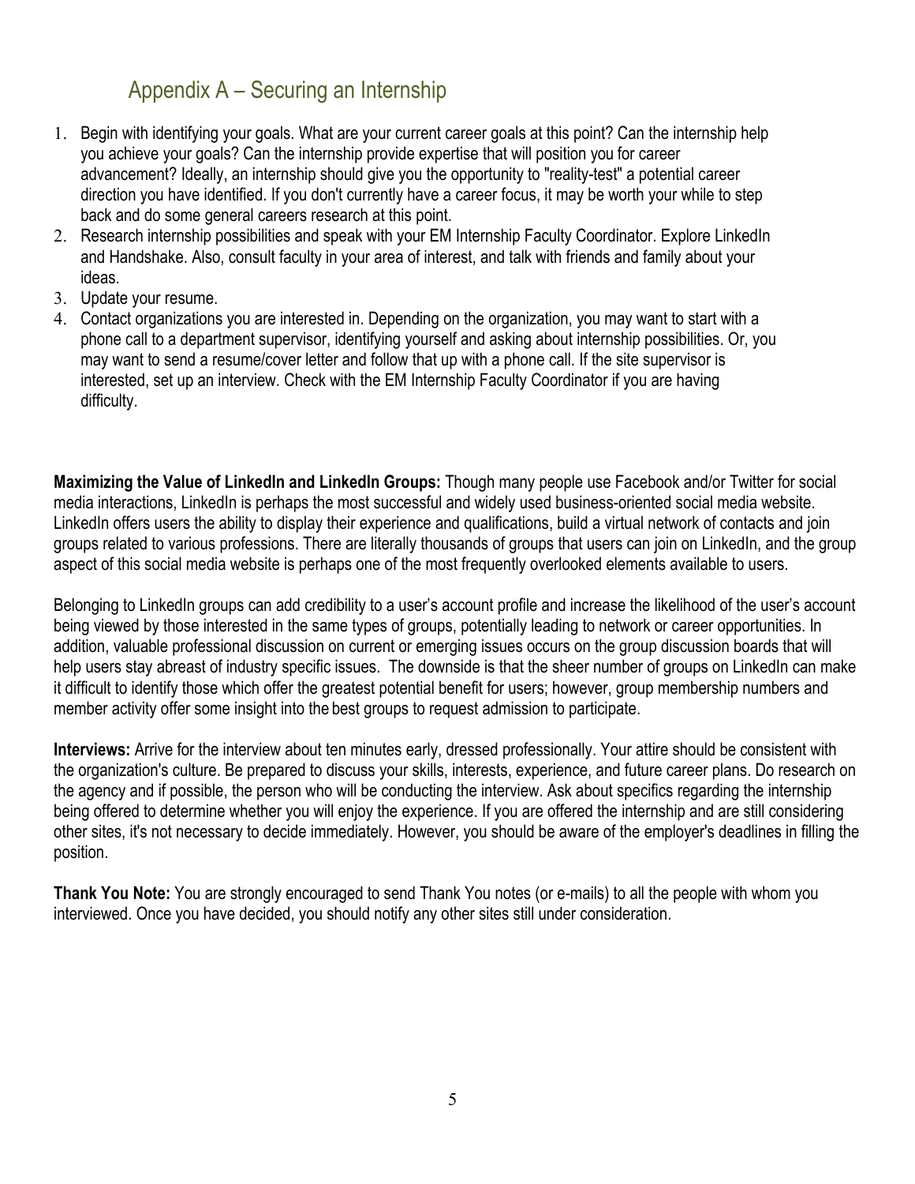## Appendix A – Securing an Internship

1. Begin with identifying your goals. What are your current career goals at this point? Can the internship help you achieve your goals? Can the internship provide expertise that will position you for career advancement? Ideally, an internship should give you the opportunity to "reality-test" a potential career direction you have identified. If you don't currently have a career focus, it may be worth your while to step back and do some general careers research at this point.
2. Research internship possibilities and speak with your EM Internship Faculty Coordinator. Explore LinkedIn and Handshake. Also, consult faculty in your area of interest, and talk with friends and family about your ideas.
3. Update your resume.
4. Contact organizations you are interested in. Depending on the organization, you may want to start with a phone call to a department supervisor, identifying yourself and asking about internship possibilities. Or, you may want to send a resume/cover letter and follow that up with a phone call. If the site supervisor is interested, set up an interview. Check with the EM Internship Faculty Coordinator if you are having difficulty.

**Maximizing the Value of LinkedIn and LinkedIn Groups:** Though many people use Facebook and/or Twitter for social media interactions, LinkedIn is perhaps the most successful and widely used business-oriented social media website. LinkedIn offers users the ability to display their experience and qualifications, build a virtual network of contacts and join groups related to various professions. There are literally thousands of groups that users can join on LinkedIn, and the group aspect of this social media website is perhaps one of the most frequently overlooked elements available to users.

Belonging to LinkedIn groups can add credibility to a user's account profile and increase the likelihood of the user's account being viewed by those interested in the same types of groups, potentially leading to network or career opportunities. In addition, valuable professional discussion on current or emerging issues occurs on the group discussion boards that will help users stay abreast of industry specific issues. The downside is that the sheer number of groups on LinkedIn can make it difficult to identify those which offer the greatest potential benefit for users; however, group membership numbers and member activity offer some insight into the best groups to request admission to participate.

**Interviews:** Arrive for the interview about ten minutes early, dressed professionally. Your attire should be consistent with the organization's culture. Be prepared to discuss your skills, interests, experience, and future career plans. Do research on the agency and if possible, the person who will be conducting the interview. Ask about specifics regarding the internship being offered to determine whether you will enjoy the experience. If you are offered the internship and are still considering other sites, it's not necessary to decide immediately. However, you should be aware of the employer's deadlines in filling the position.

**Thank You Note:** You are strongly encouraged to send Thank You notes (or e-mails) to all the people with whom you interviewed. Once you have decided, you should notify any other sites still under consideration.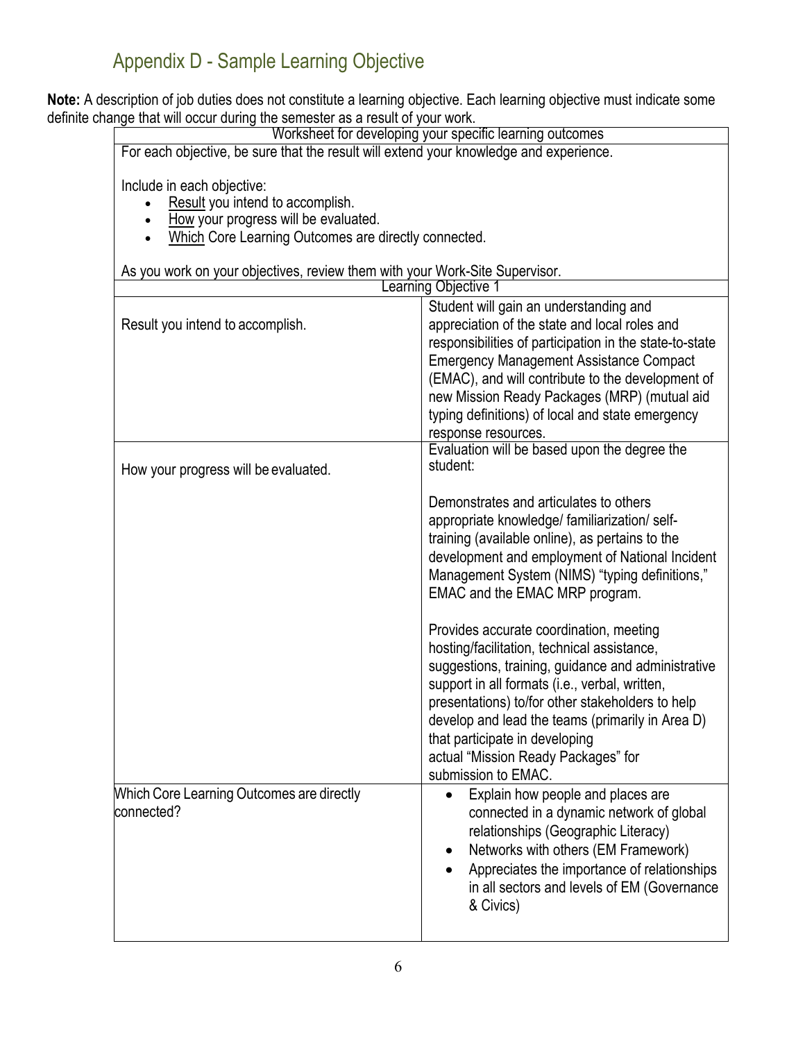# Appendix D - Sample Learning Objective

**Note:** A description of job duties does not constitute a learning objective. Each learning objective must indicate some definite change that will occur during the semester as a result of your work.

| Worksheet for developing your specific learning outcomes | |
|---|---|
| For each objective, be sure that the result will extend your knowledge and experience.<br><br>Include in each objective:<br>• <u>Result</u> you intend to accomplish.<br>• <u>How</u> your progress will be evaluated.<br>• <u>Which</u> Core Learning Outcomes are directly connected.<br><br>As you work on your objectives, review them with your Work-Site Supervisor. | |
| Learning Objective 1 | |
| Result you intend to accomplish. | Student will gain an understanding and appreciation of the state and local roles and responsibilities of participation in the state-to-state Emergency Management Assistance Compact (EMAC), and will contribute to the development of new Mission Ready Packages (MRP) (mutual aid typing definitions) of local and state emergency response resources. |
| How your progress will be evaluated. | Evaluation will be based upon the degree the student:<br><br>Demonstrates and articulates to others appropriate knowledge/ familiarization/ self-training (available online), as pertains to the development and employment of National Incident Management System (NIMS) "typing definitions," EMAC and the EMAC MRP program.<br><br>Provides accurate coordination, meeting hosting/facilitation, technical assistance, suggestions, training, guidance and administrative support in all formats (i.e., verbal, written, presentations) to/for other stakeholders to help develop and lead the teams (primarily in Area D) that participate in developing actual "Mission Ready Packages" for submission to EMAC. |
| Which Core Learning Outcomes are directly connected? | • Explain how people and places are connected in a dynamic network of global relationships (Geographic Literacy)<br>• Networks with others (EM Framework)<br>• Appreciates the importance of relationships in all sectors and levels of EM (Governance & Civics) |